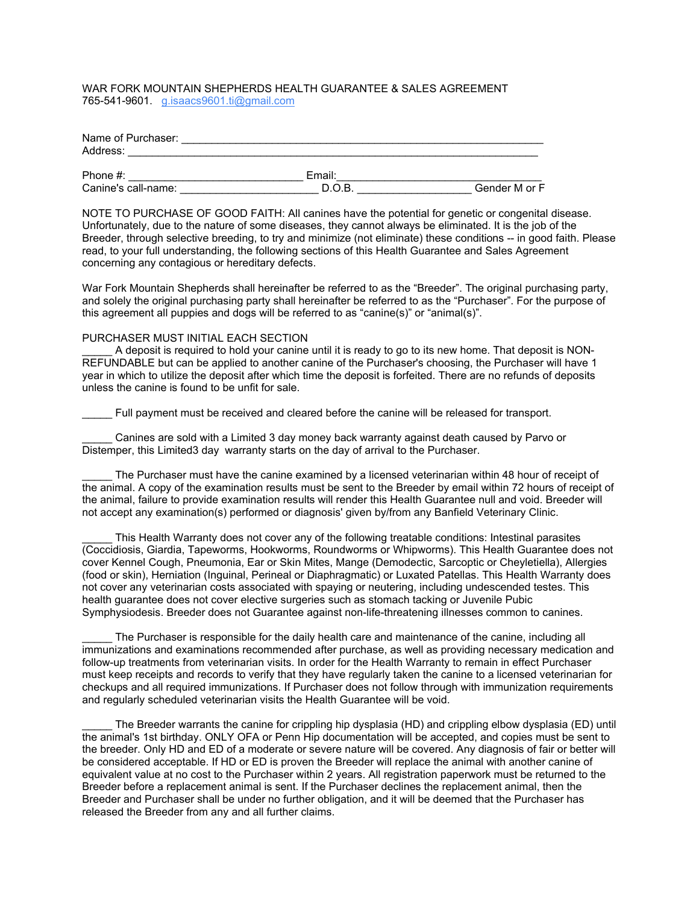WAR FORK MOUNTAIN SHEPHERDS HEALTH GUARANTEE & SALES AGREEMENT
765-541-9601. g.isaacs9601.ti@gmail.com

Name of Purchaser: ____________________________________________________________
Address: ______________________________________________________________________

Phone #: ____________________________ Email:_________________________________
Canine's call-name: ______________________ D.O.B. __________________ Gender M or F

NOTE TO PURCHASE OF GOOD FAITH: All canines have the potential for genetic or congenital disease. Unfortunately, due to the nature of some diseases, they cannot always be eliminated. It is the job of the Breeder, through selective breeding, to try and minimize (not eliminate) these conditions -- in good faith. Please read, to your full understanding, the following sections of this Health Guarantee and Sales Agreement concerning any contagious or hereditary defects.

War Fork Mountain Shepherds shall hereinafter be referred to as the "Breeder". The original purchasing party, and solely the original purchasing party shall hereinafter be referred to as the "Purchaser". For the purpose of this agreement all puppies and dogs will be referred to as "canine(s)" or "animal(s)".

PURCHASER MUST INITIAL EACH SECTION

_____ A deposit is required to hold your canine until it is ready to go to its new home. That deposit is NON-REFUNDABLE but can be applied to another canine of the Purchaser's choosing, the Purchaser will have 1 year in which to utilize the deposit after which time the deposit is forfeited. There are no refunds of deposits unless the canine is found to be unfit for sale.

_____ Full payment must be received and cleared before the canine will be released for transport.

_____ Canines are sold with a Limited 3 day money back warranty against death caused by Parvo or Distemper, this Limited3 day warranty starts on the day of arrival to the Purchaser.

_____ The Purchaser must have the canine examined by a licensed veterinarian within 48 hour of receipt of the animal. A copy of the examination results must be sent to the Breeder by email within 72 hours of receipt of the animal, failure to provide examination results will render this Health Guarantee null and void. Breeder will not accept any examination(s) performed or diagnosis' given by/from any Banfield Veterinary Clinic.

_____ This Health Warranty does not cover any of the following treatable conditions: Intestinal parasites (Coccidiosis, Giardia, Tapeworms, Hookworms, Roundworms or Whipworms). This Health Guarantee does not cover Kennel Cough, Pneumonia, Ear or Skin Mites, Mange (Demodectic, Sarcoptic or Cheyletiella), Allergies (food or skin), Herniation (Inguinal, Perineal or Diaphragmatic) or Luxated Patellas. This Health Warranty does not cover any veterinarian costs associated with spaying or neutering, including undescended testes. This health guarantee does not cover elective surgeries such as stomach tacking or Juvenile Pubic Symphysiodesis. Breeder does not Guarantee against non-life-threatening illnesses common to canines.

_____ The Purchaser is responsible for the daily health care and maintenance of the canine, including all immunizations and examinations recommended after purchase, as well as providing necessary medication and follow-up treatments from veterinarian visits. In order for the Health Warranty to remain in effect Purchaser must keep receipts and records to verify that they have regularly taken the canine to a licensed veterinarian for checkups and all required immunizations. If Purchaser does not follow through with immunization requirements and regularly scheduled veterinarian visits the Health Guarantee will be void.

_____ The Breeder warrants the canine for crippling hip dysplasia (HD) and crippling elbow dysplasia (ED) until the animal's 1st birthday. ONLY OFA or Penn Hip documentation will be accepted, and copies must be sent to the breeder. Only HD and ED of a moderate or severe nature will be covered. Any diagnosis of fair or better will be considered acceptable. If HD or ED is proven the Breeder will replace the animal with another canine of equivalent value at no cost to the Purchaser within 2 years. All registration paperwork must be returned to the Breeder before a replacement animal is sent. If the Purchaser declines the replacement animal, then the Breeder and Purchaser shall be under no further obligation, and it will be deemed that the Purchaser has released the Breeder from any and all further claims.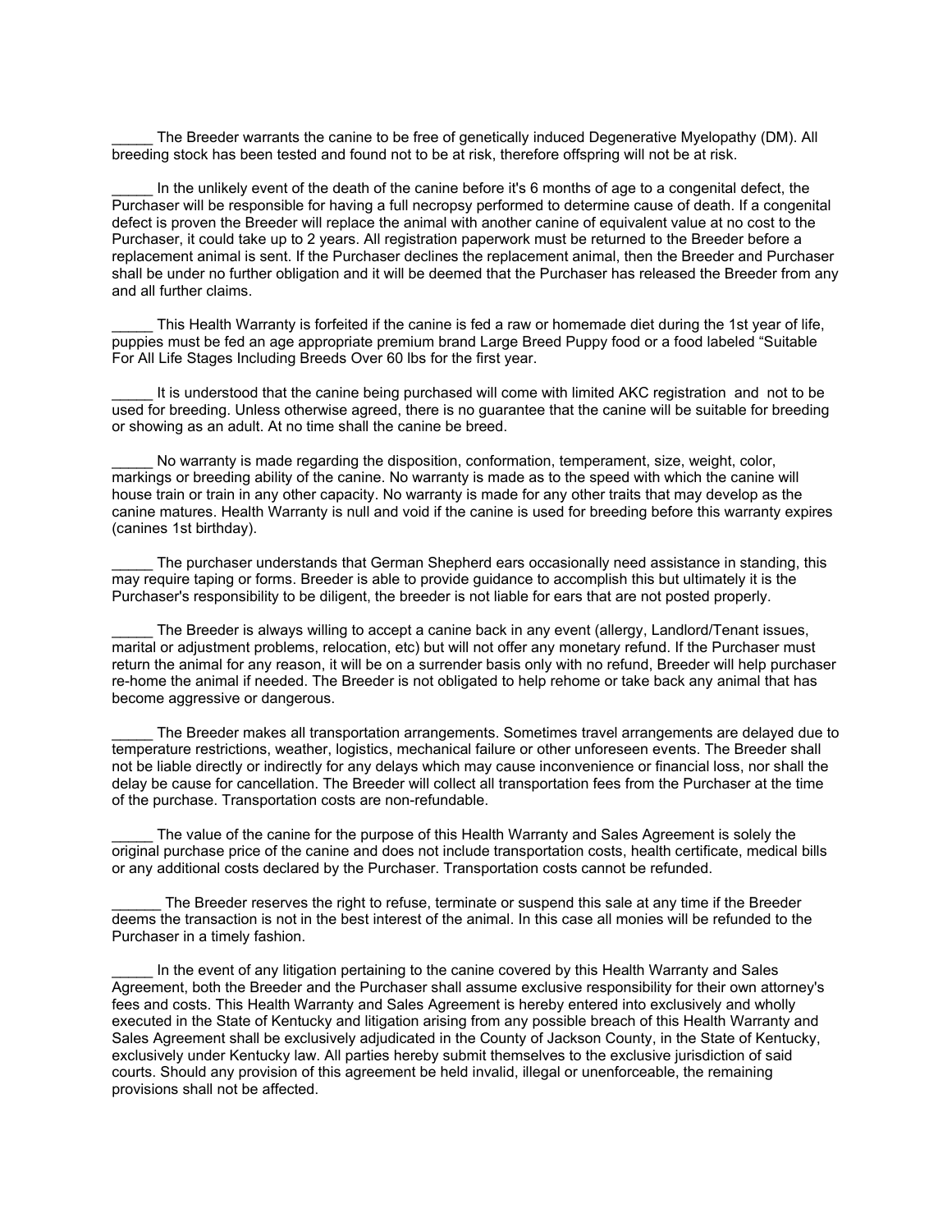_____ The Breeder warrants the canine to be free of genetically induced Degenerative Myelopathy (DM). All breeding stock has been tested and found not to be at risk, therefore offspring will not be at risk.

_____ In the unlikely event of the death of the canine before it's 6 months of age to a congenital defect, the Purchaser will be responsible for having a full necropsy performed to determine cause of death. If a congenital defect is proven the Breeder will replace the animal with another canine of equivalent value at no cost to the Purchaser, it could take up to 2 years. All registration paperwork must be returned to the Breeder before a replacement animal is sent. If the Purchaser declines the replacement animal, then the Breeder and Purchaser shall be under no further obligation and it will be deemed that the Purchaser has released the Breeder from any and all further claims.

_____ This Health Warranty is forfeited if the canine is fed a raw or homemade diet during the 1st year of life, puppies must be fed an age appropriate premium brand Large Breed Puppy food or a food labeled "Suitable For All Life Stages Including Breeds Over 60 lbs for the first year.

_____ It is understood that the canine being purchased will come with limited AKC registration and not to be used for breeding. Unless otherwise agreed, there is no guarantee that the canine will be suitable for breeding or showing as an adult. At no time shall the canine be breed.

_____ No warranty is made regarding the disposition, conformation, temperament, size, weight, color, markings or breeding ability of the canine. No warranty is made as to the speed with which the canine will house train or train in any other capacity. No warranty is made for any other traits that may develop as the canine matures. Health Warranty is null and void if the canine is used for breeding before this warranty expires (canines 1st birthday).

_____ The purchaser understands that German Shepherd ears occasionally need assistance in standing, this may require taping or forms. Breeder is able to provide guidance to accomplish this but ultimately it is the Purchaser's responsibility to be diligent, the breeder is not liable for ears that are not posted properly.

_____ The Breeder is always willing to accept a canine back in any event (allergy, Landlord/Tenant issues, marital or adjustment problems, relocation, etc) but will not offer any monetary refund. If the Purchaser must return the animal for any reason, it will be on a surrender basis only with no refund, Breeder will help purchaser re-home the animal if needed. The Breeder is not obligated to help rehome or take back any animal that has become aggressive or dangerous.

_____ The Breeder makes all transportation arrangements. Sometimes travel arrangements are delayed due to temperature restrictions, weather, logistics, mechanical failure or other unforeseen events. The Breeder shall not be liable directly or indirectly for any delays which may cause inconvenience or financial loss, nor shall the delay be cause for cancellation. The Breeder will collect all transportation fees from the Purchaser at the time of the purchase. Transportation costs are non-refundable.

_____ The value of the canine for the purpose of this Health Warranty and Sales Agreement is solely the original purchase price of the canine and does not include transportation costs, health certificate, medical bills or any additional costs declared by the Purchaser. Transportation costs cannot be refunded.

______ The Breeder reserves the right to refuse, terminate or suspend this sale at any time if the Breeder deems the transaction is not in the best interest of the animal. In this case all monies will be refunded to the Purchaser in a timely fashion.

_____ In the event of any litigation pertaining to the canine covered by this Health Warranty and Sales Agreement, both the Breeder and the Purchaser shall assume exclusive responsibility for their own attorney's fees and costs. This Health Warranty and Sales Agreement is hereby entered into exclusively and wholly executed in the State of Kentucky and litigation arising from any possible breach of this Health Warranty and Sales Agreement shall be exclusively adjudicated in the County of Jackson County, in the State of Kentucky, exclusively under Kentucky law. All parties hereby submit themselves to the exclusive jurisdiction of said courts. Should any provision of this agreement be held invalid, illegal or unenforceable, the remaining provisions shall not be affected.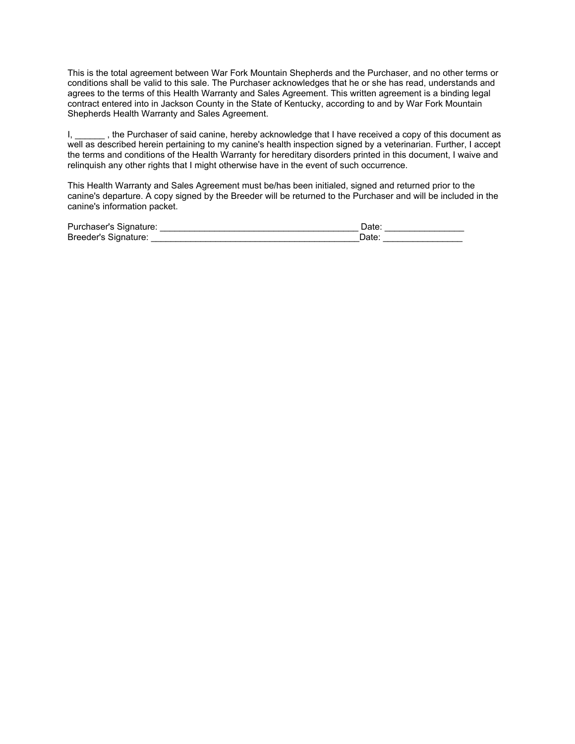This is the total agreement between War Fork Mountain Shepherds and the Purchaser, and no other terms or conditions shall be valid to this sale. The Purchaser acknowledges that he or she has read, understands and agrees to the terms of this Health Warranty and Sales Agreement. This written agreement is a binding legal contract entered into in Jackson County in the State of Kentucky, according to and by War Fork Mountain Shepherds Health Warranty and Sales Agreement.

I, ______ , the Purchaser of said canine, hereby acknowledge that I have received a copy of this document as well as described herein pertaining to my canine's health inspection signed by a veterinarian. Further, I accept the terms and conditions of the Health Warranty for hereditary disorders printed in this document, I waive and relinquish any other rights that I might otherwise have in the event of such occurrence.

This Health Warranty and Sales Agreement must be/has been initialed, signed and returned prior to the canine's departure. A copy signed by the Breeder will be returned to the Purchaser and will be included in the canine's information packet.

Purchaser's Signature: ________________________________________ Date: ________________

Breeder's Signature: ___________________________________________Date: ________________